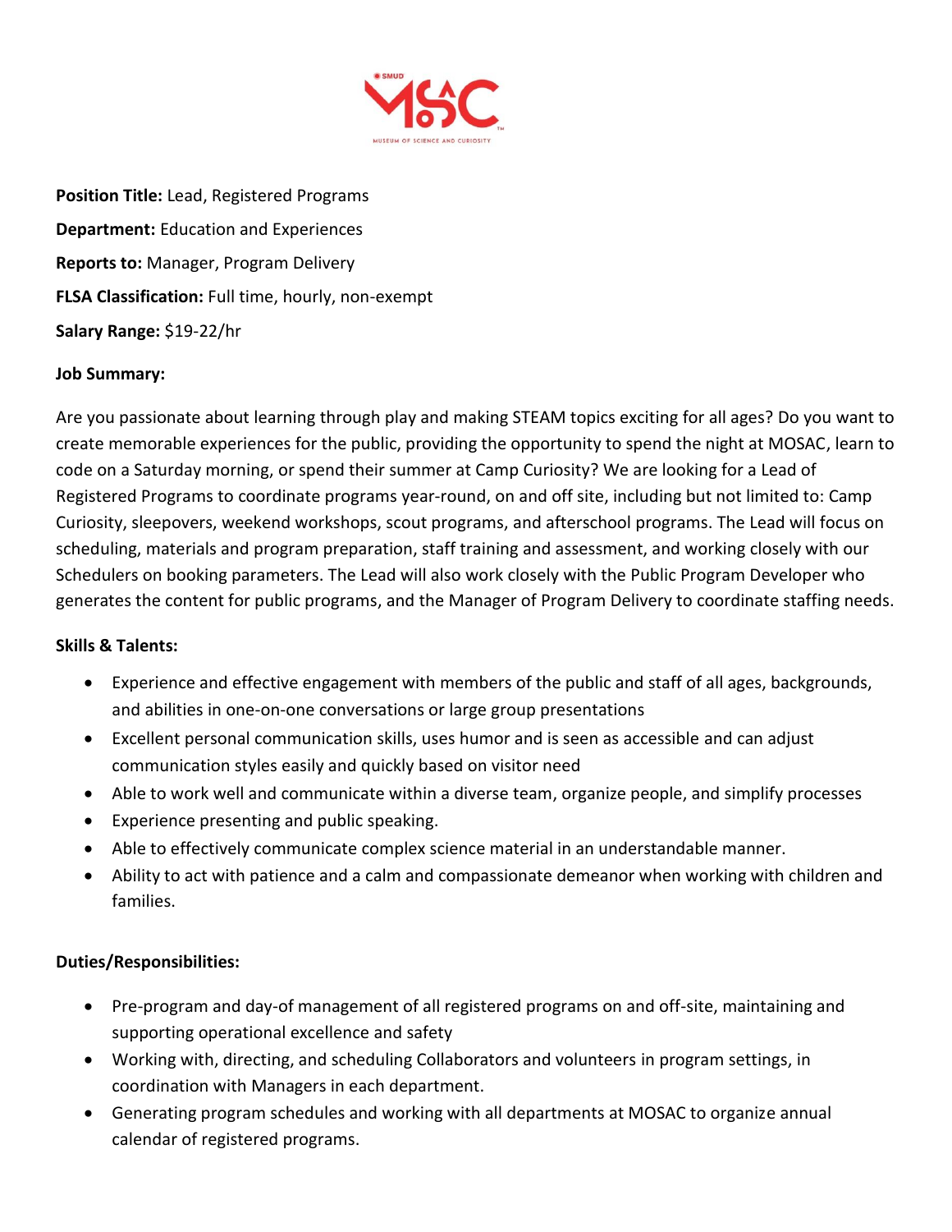**Position Title:** Lead, Registered Programs

**Department:** Education and Experiences

**Reports to:** Manager, Program Delivery

**FLSA Classification:** Full time, hourly, non-exempt

**Salary Range:** $19-22/hr

**Job Summary:**

Are you passionate about learning through play and making STEAM topics exciting for all ages? Do you want to create memorable experiences for the public, providing the opportunity to spend the night at MOSAC, learn to code on a Saturday morning, or spend their summer at Camp Curiosity? We are looking for a Lead of Registered Programs to coordinate programs year-round, on and off site, including but not limited to: Camp Curiosity, sleepovers, weekend workshops, scout programs, and afterschool programs. The Lead will focus on scheduling, materials and program preparation, staff training and assessment, and working closely with our Schedulers on booking parameters. The Lead will also work closely with the Public Program Developer who generates the content for public programs, and the Manager of Program Delivery to coordinate staffing needs.

**Skills & Talents:**

- Experience and effective engagement with members of the public and staff of all ages, backgrounds, and abilities in one-on-one conversations or large group presentations
- Excellent personal communication skills, uses humor and is seen as accessible and can adjust communication styles easily and quickly based on visitor need
- Able to work well and communicate within a diverse team, organize people, and simplify processes
- Experience presenting and public speaking.
- Able to effectively communicate complex science material in an understandable manner.
- Ability to act with patience and a calm and compassionate demeanor when working with children and families.

**Duties/Responsibilities:**

- Pre-program and day-of management of all registered programs on and off-site, maintaining and supporting operational excellence and safety
- Working with, directing, and scheduling Collaborators and volunteers in program settings, in coordination with Managers in each department.
- Generating program schedules and working with all departments at MOSAC to organize annual calendar of registered programs.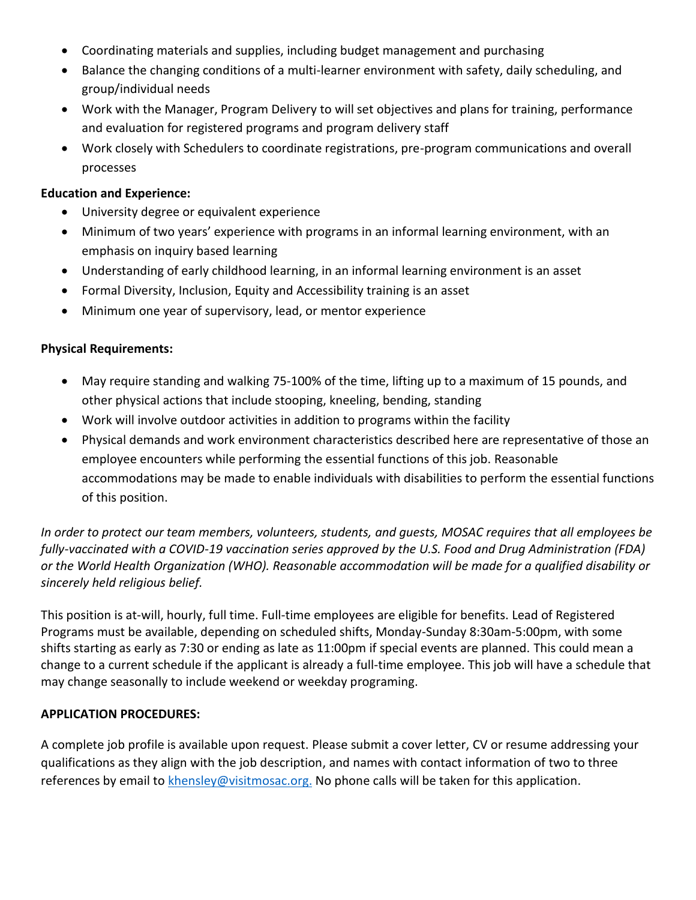- Coordinating materials and supplies, including budget management and purchasing
- Balance the changing conditions of a multi-learner environment with safety, daily scheduling, and group/individual needs
- Work with the Manager, Program Delivery to will set objectives and plans for training, performance and evaluation for registered programs and program delivery staff
- Work closely with Schedulers to coordinate registrations, pre-program communications and overall processes

**Education and Experience:**

- University degree or equivalent experience
- Minimum of two years' experience with programs in an informal learning environment, with an emphasis on inquiry based learning
- Understanding of early childhood learning, in an informal learning environment is an asset
- Formal Diversity, Inclusion, Equity and Accessibility training is an asset
- Minimum one year of supervisory, lead, or mentor experience

**Physical Requirements:**

- May require standing and walking 75-100% of the time, lifting up to a maximum of 15 pounds, and other physical actions that include stooping, kneeling, bending, standing
- Work will involve outdoor activities in addition to programs within the facility
- Physical demands and work environment characteristics described here are representative of those an employee encounters while performing the essential functions of this job. Reasonable accommodations may be made to enable individuals with disabilities to perform the essential functions of this position.

*In order to protect our team members, volunteers, students, and guests, MOSAC requires that all employees be fully-vaccinated with a COVID-19 vaccination series approved by the U.S. Food and Drug Administration (FDA) or the World Health Organization (WHO). Reasonable accommodation will be made for a qualified disability or sincerely held religious belief.*

This position is at-will, hourly, full time. Full-time employees are eligible for benefits. Lead of Registered Programs must be available, depending on scheduled shifts, Monday-Sunday 8:30am-5:00pm, with some shifts starting as early as 7:30 or ending as late as 11:00pm if special events are planned. This could mean a change to a current schedule if the applicant is already a full-time employee. This job will have a schedule that may change seasonally to include weekend or weekday programing.

**APPLICATION PROCEDURES:**

A complete job profile is available upon request. Please submit a cover letter, CV or resume addressing your qualifications as they align with the job description, and names with contact information of two to three references by email to [khensley@visitmosac.org.](mailto:khensley@visitmosac.org) No phone calls will be taken for this application.